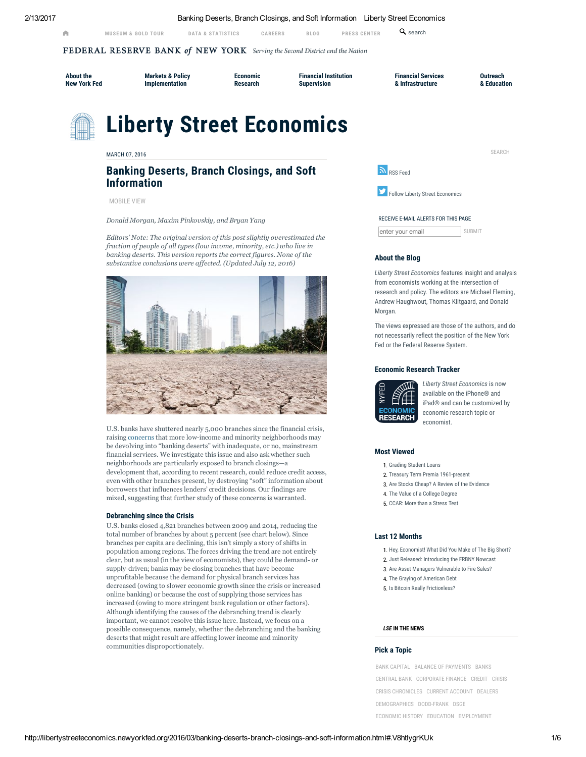# Liberty Street Economics

MARCH 07, 2016

## Banking Deserts, Branch Closings, and Soft Information

*Donald Morgan, Maxim Pinkovskiy, and Bryan Yang*

*Editors' Note: The original version of this post slightly overestimated the fraction of people of all types (low income, minority, etc.) who live in banking deserts. This version reports the correct figures. None of the substantive conclusions were affected. (Updated July 12, 2016)*

U.S. banks have shuttered nearly 5,000 branches since the financial crisis, raising concerns that more low-income and minority neighborhoods may be devolving into "banking deserts" with inadequate, or no, mainstream financial services. We investigate this issue and also ask whether such neighborhoods are particularly exposed to branch closings—a development that, according to recent research, could reduce credit access, even with other branches present, by destroying "soft" information about borrowers that influences lenders' credit decisions. Our findings are mixed, suggesting that further study of these concerns is warranted.

### Debranching since the Crisis

U.S. banks closed 4,821 branches between 2009 and 2014, reducing the total number of branches by about 5 percent (see chart below). Since branches per capita are declining, this isn't simply a story of shifts in population among regions. The forces driving the trend are not entirely clear, but as usual (in the view of economists), they could be demand- or supply-driven; banks may be closing branches that have become unprofitable because the demand for physical branch services has decreased (owing to slower economic growth since the crisis or increased online banking) or because the cost of supplying those services has increased (owing to more stringent bank regulation or other factors). Although identifying the causes of the debranching trend is clearly important, we cannot resolve this issue here. Instead, we focus on a possible consequence, namely, whether the debranching and the banking deserts that might result are affecting lower income and minority communities disproportionately.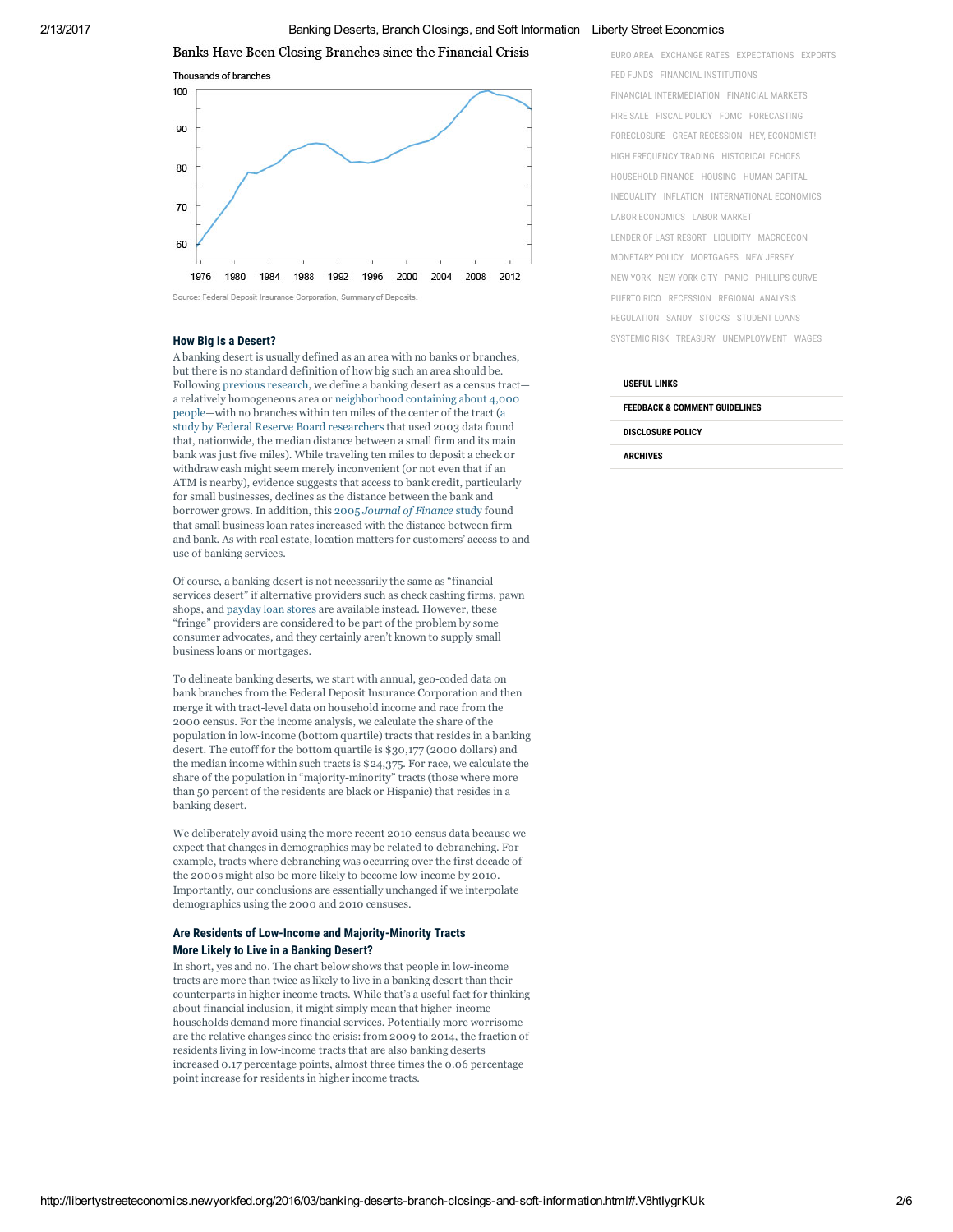Banks Have Been Closing Branches since the Financial Crisis

Thousands of branches

Source: Federal Deposit Insurance Corporation, Summary of Deposits.

EURO AREA EXCHANGE RATES EXPECTATIONS EXPORTS FED FUNDS FINANCIAL INSTITUTIONS FINANCIAL INTERMEDIATION FINANCIAL MARKETS FIRE SALE FISCAL POLICY FOMC FORECASTING FORECLOSURE GREAT RECESSION HEY, ECONOMIST! HIGH FREQUENCY TRADING HISTORICAL ECHOES HOUSEHOLD FINANCE HOUSING HUMAN CAPITAL INEQUALITY INFLATION INTERNATIONAL ECONOMICS LABOR ECONOMICS LABOR MARKET LENDER OF LAST RESORT LIQUIDITY MACROECON MONETARY POLICY MORTGAGES NEW JERSEY NEW YORK NEW YORK CITY PANIC PHILLIPS CURVE PUERTO RICO RECESSION REGIONAL ANALYSIS REGULATION SANDY STOCKS STUDENT LOANS SYSTEMIC RISK TREASURY UNEMPLOYMENT WAGES

USEFUL LINKS

FEEDBACK & COMMENT GUIDELINES

DISCLOSURE POLICY

ARCHIVES

### How Big Is a Desert?

A banking desert is usually defined as an area with no banks or branches, but there is no standard definition of how big such an area should be. Following previous research, we define a banking desert as a census tract—a relatively homogeneous area or neighborhood containing about 4,000 people—with no branches within ten miles of the center of the tract (a study by Federal Reserve Board researchers that used 2003 data found that, nationwide, the median distance between a small firm and its main bank was just five miles). While traveling ten miles to deposit a check or withdraw cash might seem merely inconvenient (or not even that if an ATM is nearby), evidence suggests that access to bank credit, particularly for small businesses, declines as the distance between the bank and borrower grows. In addition, this 2005 *Journal of Finance* study found that small business loan rates increased with the distance between firm and bank. As with real estate, location matters for customers' access to and use of banking services.

Of course, a banking desert is not necessarily the same as "financial services desert" if alternative providers such as check cashing firms, pawn shops, and payday loan stores are available instead. However, these "fringe" providers are considered to be part of the problem by some consumer advocates, and they certainly aren't known to supply small business loans or mortgages.

To delineate banking deserts, we start with annual, geo-coded data on bank branches from the Federal Deposit Insurance Corporation and then merge it with tract-level data on household income and race from the 2000 census. For the income analysis, we calculate the share of the population in low-income (bottom quartile) tracts that resides in a banking desert. The cutoff for the bottom quartile is $30,177 (2000 dollars) and the median income within such tracts is $24,375. For race, we calculate the share of the population in "majority-minority" tracts (those where more than 50 percent of the residents are black or Hispanic) that resides in a banking desert.

We deliberately avoid using the more recent 2010 census data because we expect that changes in demographics may be related to debranching. For example, tracts where debranching was occurring over the first decade of the 2000s might also be more likely to become low-income by 2010. Importantly, our conclusions are essentially unchanged if we interpolate demographics using the 2000 and 2010 censuses.

### Are Residents of Low-Income and Majority-Minority Tracts More Likely to Live in a Banking Desert?

In short, yes and no. The chart below shows that people in low-income tracts are more than twice as likely to live in a banking desert than their counterparts in higher income tracts. While that's a useful fact for thinking about financial inclusion, it might simply mean that higher-income households demand more financial services. Potentially more worrisome are the relative changes since the crisis: from 2009 to 2014, the fraction of residents living in low-income tracts that are also banking deserts increased 0.17 percentage points, almost three times the 0.06 percentage point increase for residents in higher income tracts.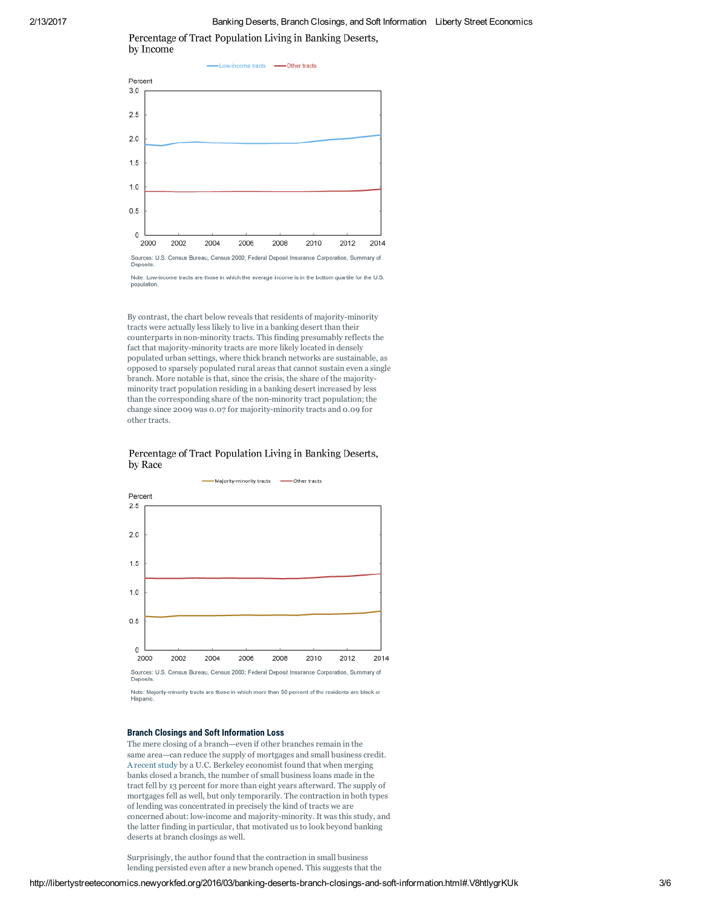Percentage of Tract Population Living in Banking Deserts, by Income

Sources: U.S. Census Bureau, Census 2000; Federal Deposit Insurance Corporation, Summary of Deposits.

Note: Low-income tracts are those in which the average income is in the bottom quartile for the U.S. population.

By contrast, the chart below reveals that residents of majority-minority tracts were actually less likely to live in a banking desert than their counterparts in non-minority tracts. This finding presumably reflects the fact that majority-minority tracts are more likely located in densely populated urban settings, where thick branch networks are sustainable, as opposed to sparsely populated rural areas that cannot sustain even a single branch. More notable is that, since the crisis, the share of the majority-minority tract population residing in a banking desert increased by less than the corresponding share of the non-minority tract population; the change since 2009 was 0.07 for majority-minority tracts and 0.09 for other tracts.

Percentage of Tract Population Living in Banking Deserts, by Race

Sources: U.S. Census Bureau, Census 2000; Federal Deposit Insurance Corporation, Summary of Deposits.

Note: Majority-minority tracts are those in which more than 50 percent of the residents are black or Hispanic.

### Branch Closings and Soft Information Loss

The mere closing of a branch—even if other branches remain in the same area—can reduce the supply of mortgages and small business credit. A recent study by a U.C. Berkeley economist found that when merging banks closed a branch, the number of small business loans made in the tract fell by 13 percent for more than eight years afterward. The supply of mortgages fell as well, but only temporarily. The contraction in both types of lending was concentrated in precisely the kind of tracts we are concerned about: low-income and majority-minority. It was this study, and the latter finding in particular, that motivated us to look beyond banking deserts at branch closings as well.

Surprisingly, the author found that the contraction in small business lending persisted even after a new branch opened. This suggests that the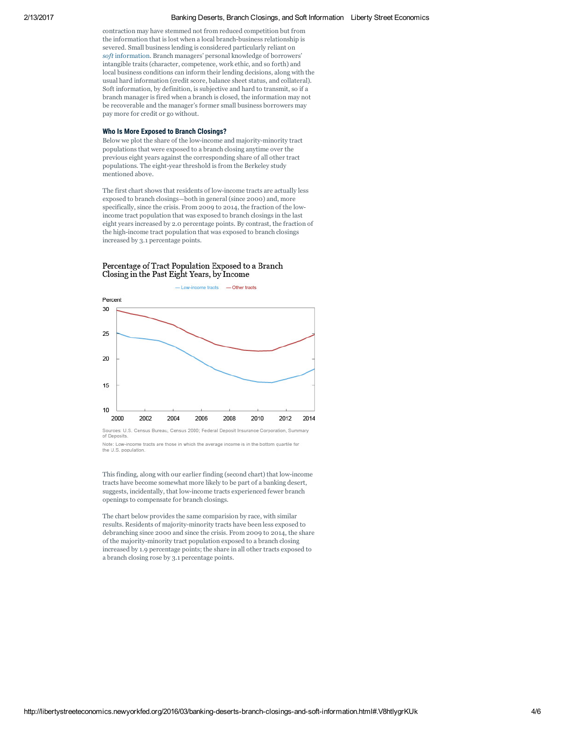contraction may have stemmed not from reduced competition but from the information that is lost when a local branch-business relationship is severed. Small business lending is considered particularly reliant on *soft* information. Branch managers' personal knowledge of borrowers' intangible traits (character, competence, work ethic, and so forth) and local business conditions can inform their lending decisions, along with the usual hard information (credit score, balance sheet status, and collateral). Soft information, by definition, is subjective and hard to transmit, so if a branch manager is fired when a branch is closed, the information may not be recoverable and the manager's former small business borrowers may pay more for credit or go without.

### Who Is More Exposed to Branch Closings?

Below we plot the share of the low-income and majority-minority tract populations that were exposed to a branch closing anytime over the previous eight years against the corresponding share of all other tract populations. The eight-year threshold is from the Berkeley study mentioned above.

The first chart shows that residents of low-income tracts are actually less exposed to branch closings—both in general (since 2000) and, more specifically, since the crisis. From 2009 to 2014, the fraction of the low-income tract population that was exposed to branch closings in the last eight years increased by 2.0 percentage points. By contrast, the fraction of the high-income tract population that was exposed to branch closings increased by 3.1 percentage points.

Percentage of Tract Population Exposed to a Branch Closing in the Past Eight Years, by Income

Sources: U.S. Census Bureau, Census 2000; Federal Deposit Insurance Corporation, Summary of Deposits.

Note: Low-income tracts are those in which the average income is in the bottom quartile for the U.S. population.

This finding, along with our earlier finding (second chart) that low-income tracts have become somewhat more likely to be part of a banking desert, suggests, incidentally, that low-income tracts experienced fewer branch openings to compensate for branch closings.

The chart below provides the same comparision by race, with similar results. Residents of majority-minority tracts have been less exposed to debranching since 2000 and since the crisis. From 2009 to 2014, the share of the majority-minority tract population exposed to a branch closing increased by 1.9 percentage points; the share in all other tracts exposed to a branch closing rose by 3.1 percentage points.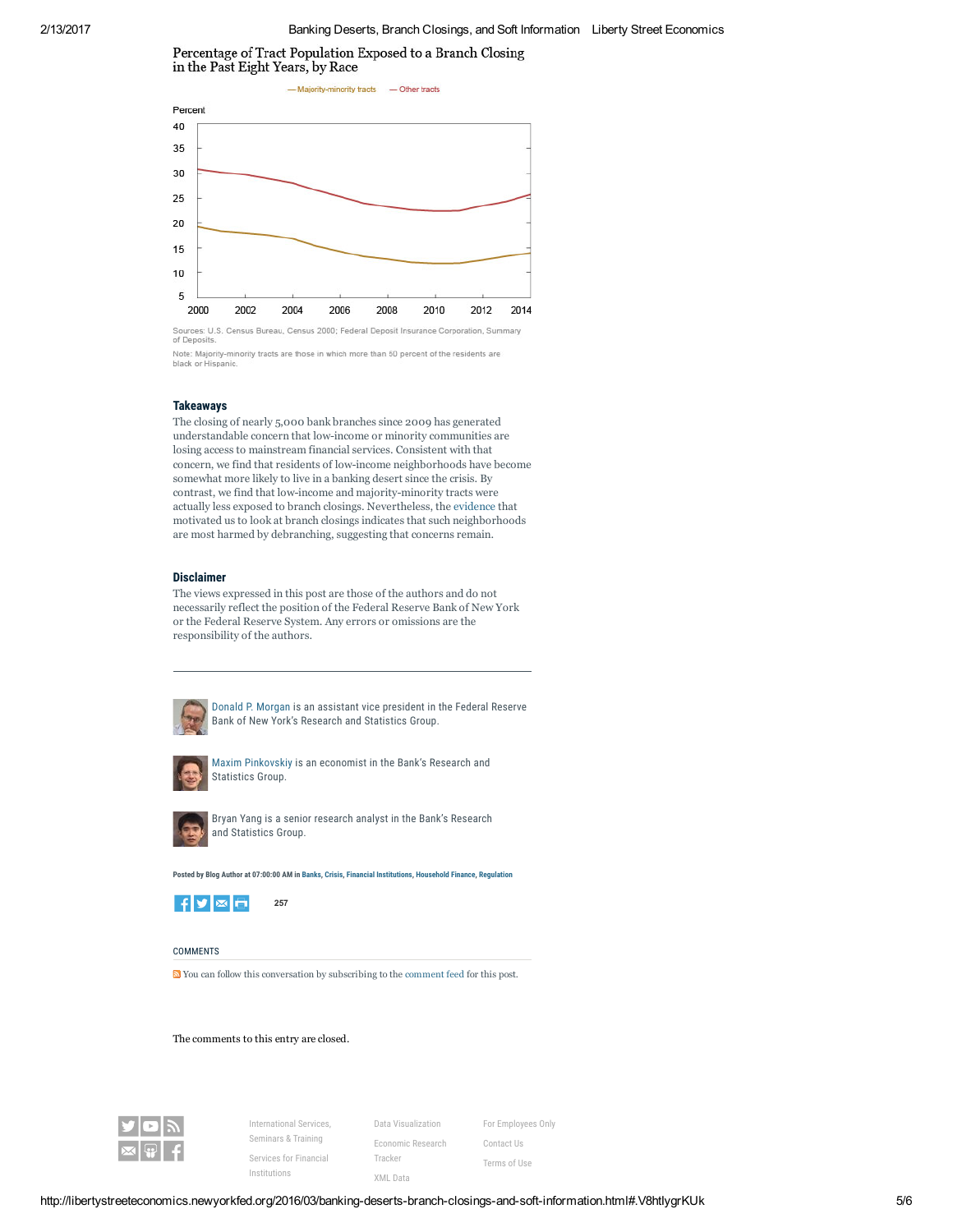Percentage of Tract Population Exposed to a Branch Closing in the Past Eight Years, by Race

— Majority-minority tracts — Other tracts

Sources: U.S. Census Bureau, Census 2000; Federal Deposit Insurance Corporation, Summary of Deposits.

Note: Majority-minority tracts are those in which more than 50 percent of the residents are black or Hispanic.

## Takeaways

The closing of nearly 5,000 bank branches since 2009 has generated understandable concern that low-income or minority communities are losing access to mainstream financial services. Consistent with that concern, we find that residents of low-income neighborhoods have become somewhat more likely to live in a banking desert since the crisis. By contrast, we find that low-income and majority-minority tracts were actually less exposed to branch closings. Nevertheless, the evidence that motivated us to look at branch closings indicates that such neighborhoods are most harmed by debranching, suggesting that concerns remain.

## Disclaimer

The views expressed in this post are those of the authors and do not necessarily reflect the position of the Federal Reserve Bank of New York or the Federal Reserve System. Any errors or omissions are the responsibility of the authors.

---

Donald P. Morgan is an assistant vice president in the Federal Reserve Bank of New York's Research and Statistics Group.

Maxim Pinkovskiy is an economist in the Bank's Research and Statistics Group.

Bryan Yang is a senior research analyst in the Bank's Research and Statistics Group.

Posted by Blog Author at 07:00:00 AM in Banks, Crisis, Financial Institutions, Household Finance, Regulation

257

COMMENTS

You can follow this conversation by subscribing to the comment feed for this post.

The comments to this entry are closed.

International Services, Seminars & Training

Services for Financial Institutions

Data Visualization

Economic Research Tracker

XML Data

For Employees Only

Contact Us

Terms of Use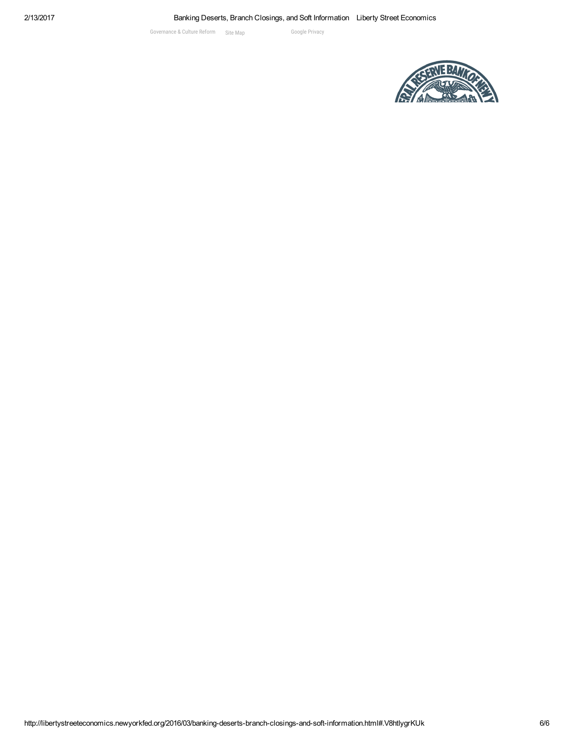Governance & Culture Reform Site Map Google Privacy